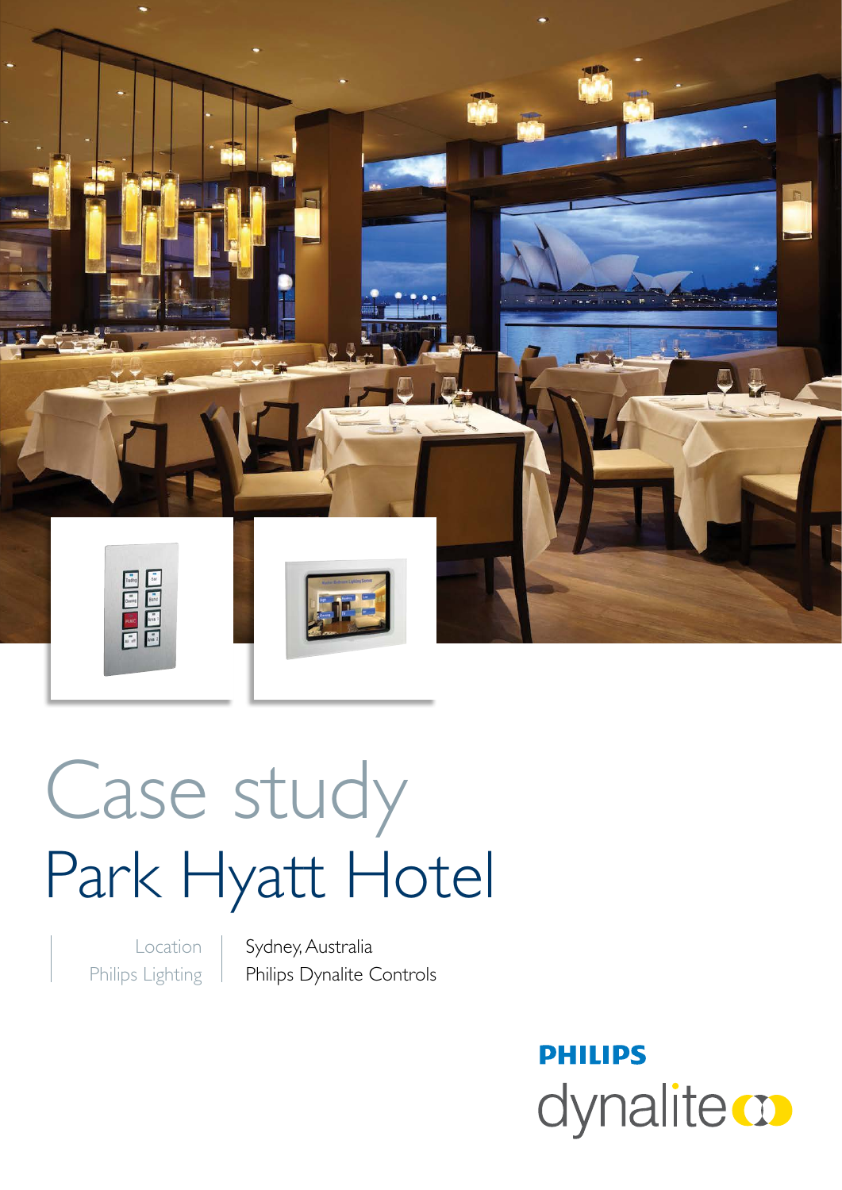# Case study

## Park Hyatt Hotel

| Location | Sydney, Australia |
| --- | --- |
| Philips Lighting | Philips Dynalite Controls |

PHILIPS

dynalite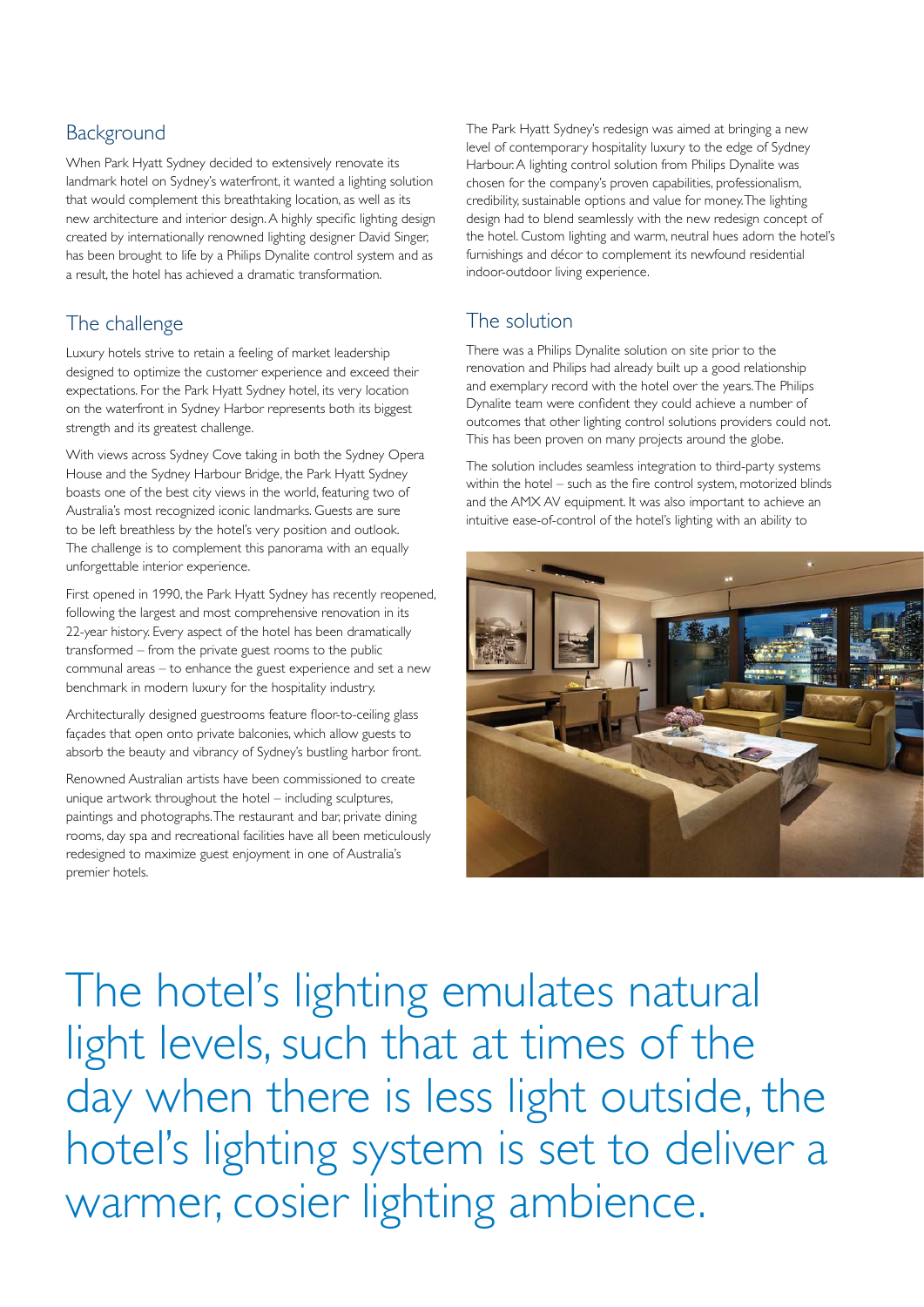## Background

When Park Hyatt Sydney decided to extensively renovate its landmark hotel on Sydney's waterfront, it wanted a lighting solution that would complement this breathtaking location, as well as its new architecture and interior design. A highly specific lighting design created by internationally renowned lighting designer David Singer, has been brought to life by a Philips Dynalite control system and as a result, the hotel has achieved a dramatic transformation.

## The challenge

Luxury hotels strive to retain a feeling of market leadership designed to optimize the customer experience and exceed their expectations. For the Park Hyatt Sydney hotel, its very location on the waterfront in Sydney Harbor represents both its biggest strength and its greatest challenge.

With views across Sydney Cove taking in both the Sydney Opera House and the Sydney Harbour Bridge, the Park Hyatt Sydney boasts one of the best city views in the world, featuring two of Australia's most recognized iconic landmarks. Guests are sure to be left breathless by the hotel's very position and outlook. The challenge is to complement this panorama with an equally unforgettable interior experience.

First opened in 1990, the Park Hyatt Sydney has recently reopened, following the largest and most comprehensive renovation in its 22-year history. Every aspect of the hotel has been dramatically transformed – from the private guest rooms to the public communal areas – to enhance the guest experience and set a new benchmark in modern luxury for the hospitality industry.

Architecturally designed guestrooms feature floor-to-ceiling glass façades that open onto private balconies, which allow guests to absorb the beauty and vibrancy of Sydney's bustling harbor front.

Renowned Australian artists have been commissioned to create unique artwork throughout the hotel – including sculptures, paintings and photographs. The restaurant and bar, private dining rooms, day spa and recreational facilities have all been meticulously redesigned to maximize guest enjoyment in one of Australia's premier hotels.

The Park Hyatt Sydney's redesign was aimed at bringing a new level of contemporary hospitality luxury to the edge of Sydney Harbour. A lighting control solution from Philips Dynalite was chosen for the company's proven capabilities, professionalism, credibility, sustainable options and value for money. The lighting design had to blend seamlessly with the new redesign concept of the hotel. Custom lighting and warm, neutral hues adorn the hotel's furnishings and décor to complement its newfound residential indoor-outdoor living experience.

## The solution

There was a Philips Dynalite solution on site prior to the renovation and Philips had already built up a good relationship and exemplary record with the hotel over the years. The Philips Dynalite team were confident they could achieve a number of outcomes that other lighting control solutions providers could not. This has been proven on many projects around the globe.

The solution includes seamless integration to third-party systems within the hotel – such as the fire control system, motorized blinds and the AMX AV equipment. It was also important to achieve an intuitive ease-of-control of the hotel's lighting with an ability to

The hotel's lighting emulates natural light levels, such that at times of the day when there is less light outside, the hotel's lighting system is set to deliver a warmer, cosier lighting ambience.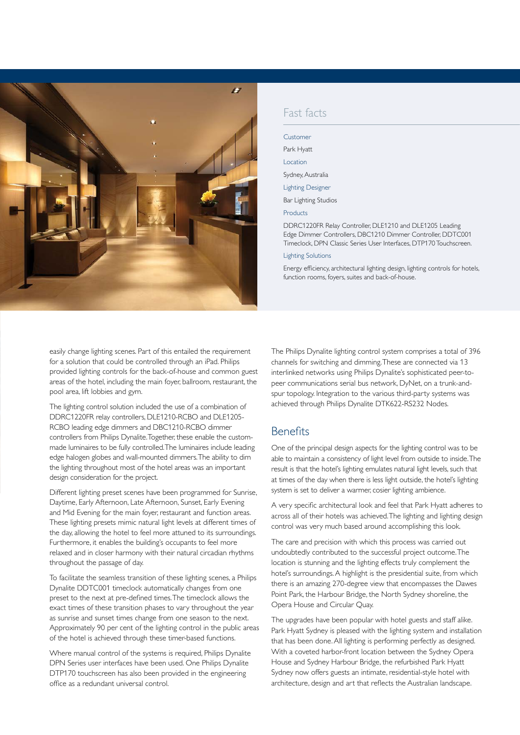## Fast facts

**Customer**

Park Hyatt

**Location**

Sydney, Australia

**Lighting Designer**

Bar Lighting Studios

**Products**

DDRC1220FR Relay Controller, DLE1210 and DLE1205 Leading Edge Dimmer Controllers, DBC1210 Dimmer Controller, DDTC001 Timeclock, DPN Classic Series User Interfaces, DTP170 Touchscreen.

**Lighting Solutions**

Energy efficiency, architectural lighting design, lighting controls for hotels, function rooms, foyers, suites and back-of-house.

easily change lighting scenes. Part of this entailed the requirement for a solution that could be controlled through an iPad. Philips provided lighting controls for the back-of-house and common guest areas of the hotel, including the main foyer, ballroom, restaurant, the pool area, lift lobbies and gym.

The lighting control solution included the use of a combination of DDRC1220FR relay controllers, DLE1210-RCBO and DLE1205-RCBO leading edge dimmers and DBC1210-RCBO dimmer controllers from Philips Dynalite. Together, these enable the custom-made luminaires to be fully controlled. The luminaires include leading edge halogen globes and wall-mounted dimmers. The ability to dim the lighting throughout most of the hotel areas was an important design consideration for the project.

Different lighting preset scenes have been programmed for Sunrise, Daytime, Early Afternoon, Late Afternoon, Sunset, Early Evening and Mid Evening for the main foyer, restaurant and function areas. These lighting presets mimic natural light levels at different times of the day, allowing the hotel to feel more attuned to its surroundings. Furthermore, it enables the building's occupants to feel more relaxed and in closer harmony with their natural circadian rhythms throughout the passage of day.

To facilitate the seamless transition of these lighting scenes, a Philips Dynalite DDTC001 timeclock automatically changes from one preset to the next at pre-defined times. The timeclock allows the exact times of these transition phases to vary throughout the year as sunrise and sunset times change from one season to the next. Approximately 90 per cent of the lighting control in the public areas of the hotel is achieved through these timer-based functions.

Where manual control of the systems is required, Philips Dynalite DPN Series user interfaces have been used. One Philips Dynalite DTP170 touchscreen has also been provided in the engineering office as a redundant universal control.

The Philips Dynalite lighting control system comprises a total of 396 channels for switching and dimming. These are connected via 13 interlinked networks using Philips Dynalite's sophisticated peer-to-peer communications serial bus network, DyNet, on a trunk-and-spur topology. Integration to the various third-party systems was achieved through Philips Dynalite DTK622-RS232 Nodes.

## Benefits

One of the principal design aspects for the lighting control was to be able to maintain a consistency of light level from outside to inside. The result is that the hotel's lighting emulates natural light levels, such that at times of the day when there is less light outside, the hotel's lighting system is set to deliver a warmer, cosier lighting ambience.

A very specific architectural look and feel that Park Hyatt adheres to across all of their hotels was achieved. The lighting and lighting design control was very much based around accomplishing this look.

The care and precision with which this process was carried out undoubtedly contributed to the successful project outcome. The location is stunning and the lighting effects truly complement the hotel's surroundings. A highlight is the presidential suite, from which there is an amazing 270-degree view that encompasses the Dawes Point Park, the Harbour Bridge, the North Sydney shoreline, the Opera House and Circular Quay.

The upgrades have been popular with hotel guests and staff alike. Park Hyatt Sydney is pleased with the lighting system and installation that has been done. All lighting is performing perfectly as designed. With a coveted harbor-front location between the Sydney Opera House and Sydney Harbour Bridge, the refurbished Park Hyatt Sydney now offers guests an intimate, residential-style hotel with architecture, design and art that reflects the Australian landscape.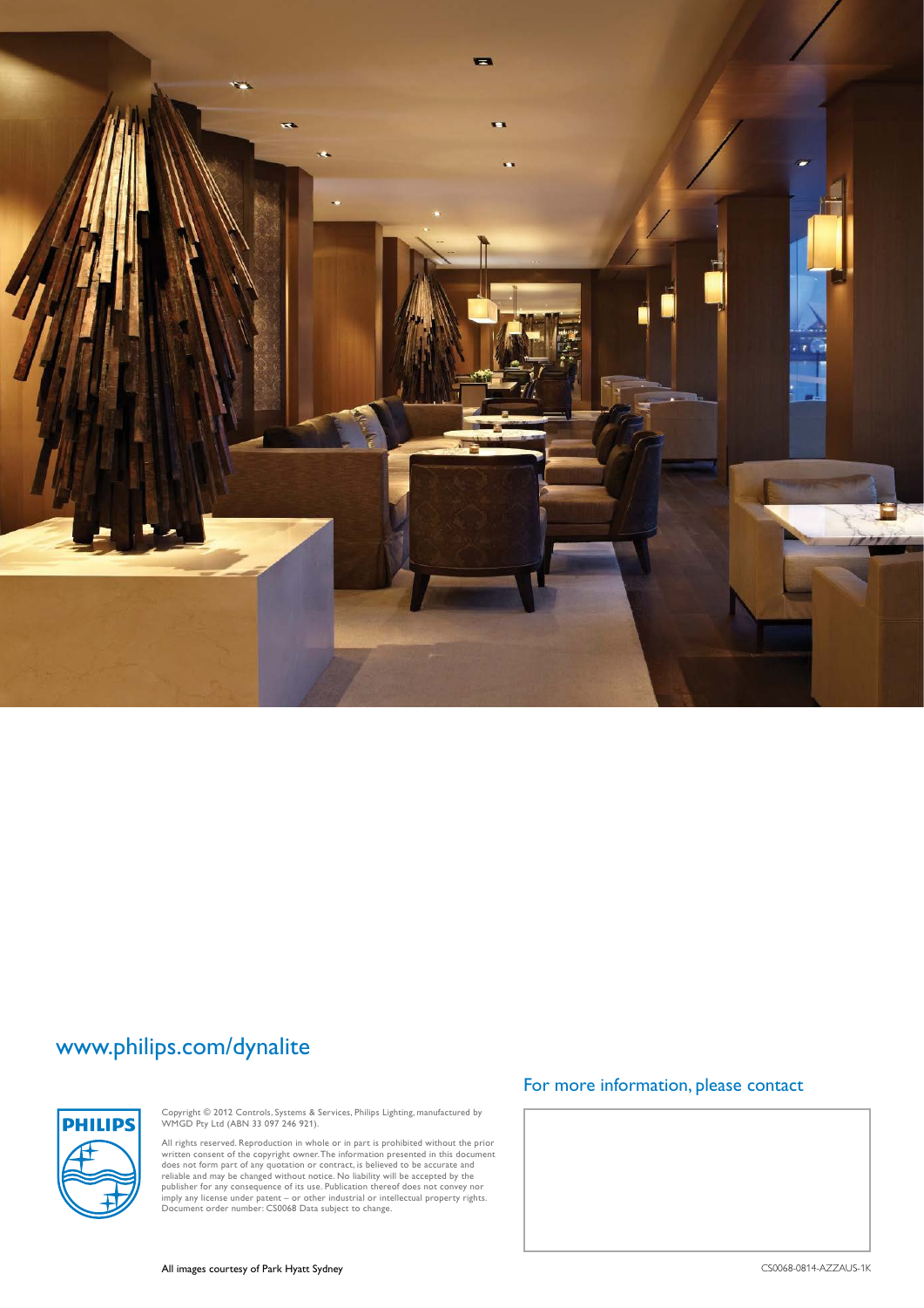www.philips.com/dynalite

Copyright © 2012 Controls, Systems & Services, Philips Lighting, manufactured by WMGD Pty Ltd (ABN 33 097 246 921).

All rights reserved. Reproduction in whole or in part is prohibited without the prior written consent of the copyright owner. The information presented in this document does not form part of any quotation or contract, is believed to be accurate and reliable and may be changed without notice. No liability will be accepted by the publisher for any consequence of its use. Publication thereof does not convey nor imply any license under patent – or other industrial or intellectual property rights. Document order number: CS0068 Data subject to change.

For more information, please contact

All images courtesy of Park Hyatt Sydney

CS0068-0814-AZZAUS-1K